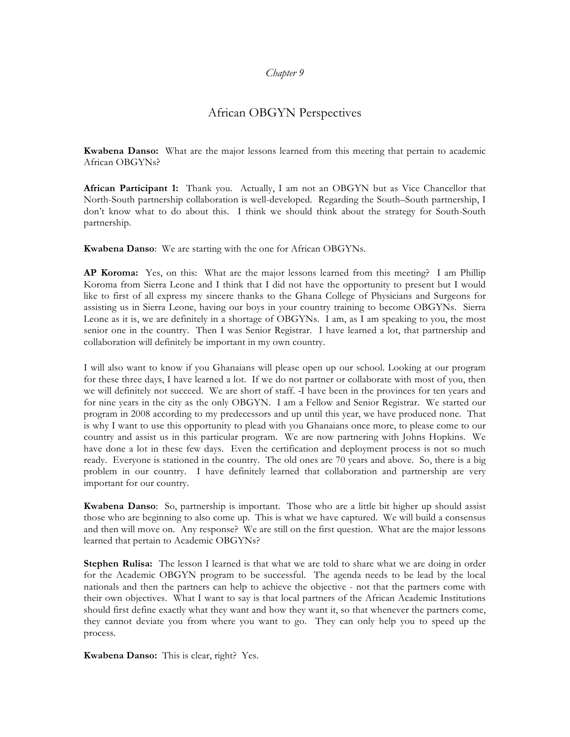*Chapter 9*

# African OBGYN Perspectives

**Kwabena Danso:** What are the major lessons learned from this meeting that pertain to academic African OBGYNs?

**African Participant 1:** Thank you. Actually, I am not an OBGYN but as Vice Chancellor that North-South partnership collaboration is well-developed. Regarding the South–South partnership, I don't know what to do about this. I think we should think about the strategy for South-South partnership.

**Kwabena Danso**: We are starting with the one for African OBGYNs.

**AP Koroma:** Yes, on this: What are the major lessons learned from this meeting? I am Phillip Koroma from Sierra Leone and I think that I did not have the opportunity to present but I would like to first of all express my sincere thanks to the Ghana College of Physicians and Surgeons for assisting us in Sierra Leone, having our boys in your country training to become OBGYNs. Sierra Leone as it is, we are definitely in a shortage of OBGYNs. I am, as I am speaking to you, the most senior one in the country. Then I was Senior Registrar. I have learned a lot, that partnership and collaboration will definitely be important in my own country.

I will also want to know if you Ghanaians will please open up our school. Looking at our program for these three days, I have learned a lot. If we do not partner or collaborate with most of you, then we will definitely not succeed. We are short of staff. -I have been in the provinces for ten years and for nine years in the city as the only OBGYN. I am a Fellow and Senior Registrar. We started our program in 2008 according to my predecessors and up until this year, we have produced none. That is why I want to use this opportunity to plead with you Ghanaians once more, to please come to our country and assist us in this particular program. We are now partnering with Johns Hopkins. We have done a lot in these few days. Even the certification and deployment process is not so much ready. Everyone is stationed in the country. The old ones are 70 years and above. So, there is a big problem in our country. I have definitely learned that collaboration and partnership are very important for our country.

**Kwabena Danso**: So, partnership is important. Those who are a little bit higher up should assist those who are beginning to also come up. This is what we have captured. We will build a consensus and then will move on. Any response? We are still on the first question. What are the major lessons learned that pertain to Academic OBGYNs?

**Stephen Rulisa:** The lesson I learned is that what we are told to share what we are doing in order for the Academic OBGYN program to be successful. The agenda needs to be lead by the local nationals and then the partners can help to achieve the objective - not that the partners come with their own objectives. What I want to say is that local partners of the African Academic Institutions should first define exactly what they want and how they want it, so that whenever the partners come, they cannot deviate you from where you want to go. They can only help you to speed up the process.

**Kwabena Danso:** This is clear, right? Yes.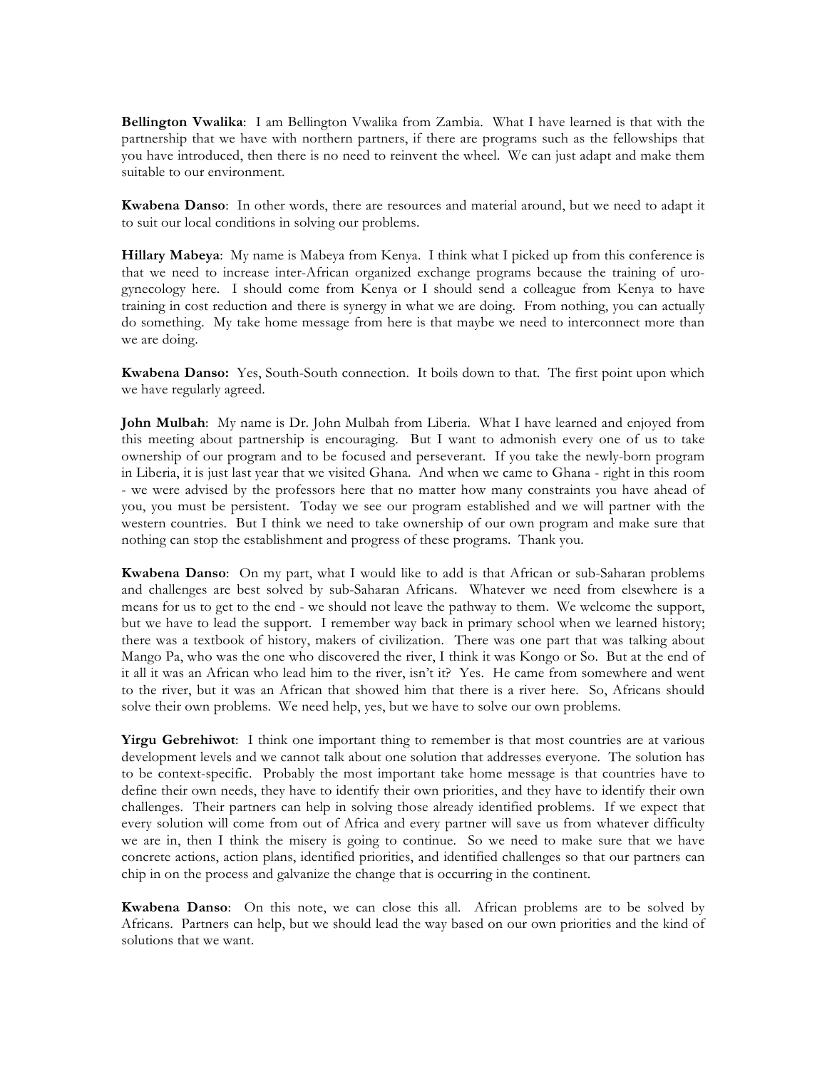**Bellington Vwalika**: I am Bellington Vwalika from Zambia. What I have learned is that with the partnership that we have with northern partners, if there are programs such as the fellowships that you have introduced, then there is no need to reinvent the wheel. We can just adapt and make them suitable to our environment.

**Kwabena Danso**: In other words, there are resources and material around, but we need to adapt it to suit our local conditions in solving our problems.

**Hillary Mabeya**: My name is Mabeya from Kenya. I think what I picked up from this conference is that we need to increase inter-African organized exchange programs because the training of uro-gynecology here. I should come from Kenya or I should send a colleague from Kenya to have training in cost reduction and there is synergy in what we are doing. From nothing, you can actually do something. My take home message from here is that maybe we need to interconnect more than we are doing.

**Kwabena Danso:** Yes, South-South connection. It boils down to that. The first point upon which we have regularly agreed.

**John Mulbah**: My name is Dr. John Mulbah from Liberia. What I have learned and enjoyed from this meeting about partnership is encouraging. But I want to admonish every one of us to take ownership of our program and to be focused and perseverant. If you take the newly-born program in Liberia, it is just last year that we visited Ghana. And when we came to Ghana - right in this room - we were advised by the professors here that no matter how many constraints you have ahead of you, you must be persistent. Today we see our program established and we will partner with the western countries. But I think we need to take ownership of our own program and make sure that nothing can stop the establishment and progress of these programs. Thank you.

**Kwabena Danso**: On my part, what I would like to add is that African or sub-Saharan problems and challenges are best solved by sub-Saharan Africans. Whatever we need from elsewhere is a means for us to get to the end - we should not leave the pathway to them. We welcome the support, but we have to lead the support. I remember way back in primary school when we learned history; there was a textbook of history, makers of civilization. There was one part that was talking about Mango Pa, who was the one who discovered the river, I think it was Kongo or So. But at the end of it all it was an African who lead him to the river, isn't it? Yes. He came from somewhere and went to the river, but it was an African that showed him that there is a river here. So, Africans should solve their own problems. We need help, yes, but we have to solve our own problems.

**Yirgu Gebrehiwot**: I think one important thing to remember is that most countries are at various development levels and we cannot talk about one solution that addresses everyone. The solution has to be context-specific. Probably the most important take home message is that countries have to define their own needs, they have to identify their own priorities, and they have to identify their own challenges. Their partners can help in solving those already identified problems. If we expect that every solution will come from out of Africa and every partner will save us from whatever difficulty we are in, then I think the misery is going to continue. So we need to make sure that we have concrete actions, action plans, identified priorities, and identified challenges so that our partners can chip in on the process and galvanize the change that is occurring in the continent.

**Kwabena Danso**: On this note, we can close this all. African problems are to be solved by Africans. Partners can help, but we should lead the way based on our own priorities and the kind of solutions that we want.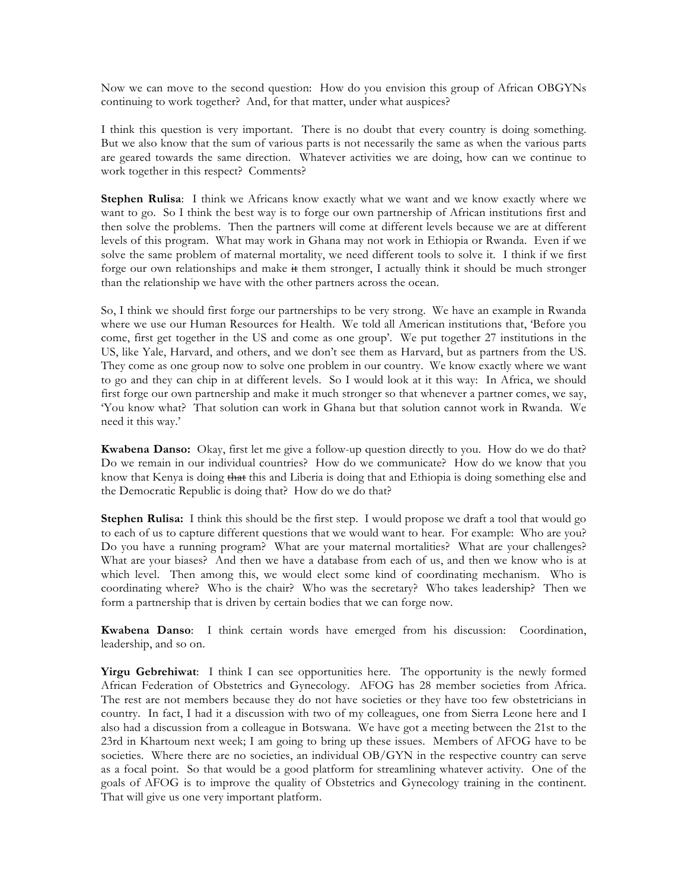Now we can move to the second question: How do you envision this group of African OBGYNs continuing to work together? And, for that matter, under what auspices?

I think this question is very important. There is no doubt that every country is doing something. But we also know that the sum of various parts is not necessarily the same as when the various parts are geared towards the same direction. Whatever activities we are doing, how can we continue to work together in this respect? Comments?

**Stephen Rulisa**: I think we Africans know exactly what we want and we know exactly where we want to go. So I think the best way is to forge our own partnership of African institutions first and then solve the problems. Then the partners will come at different levels because we are at different levels of this program. What may work in Ghana may not work in Ethiopia or Rwanda. Even if we solve the same problem of maternal mortality, we need different tools to solve it. I think if we first forge our own relationships and make ~~it~~ them stronger, I actually think it should be much stronger than the relationship we have with the other partners across the ocean.

So, I think we should first forge our partnerships to be very strong. We have an example in Rwanda where we use our Human Resources for Health. We told all American institutions that, 'Before you come, first get together in the US and come as one group'. We put together 27 institutions in the US, like Yale, Harvard, and others, and we don't see them as Harvard, but as partners from the US. They come as one group now to solve one problem in our country. We know exactly where we want to go and they can chip in at different levels. So I would look at it this way: In Africa, we should first forge our own partnership and make it much stronger so that whenever a partner comes, we say, 'You know what? That solution can work in Ghana but that solution cannot work in Rwanda. We need it this way.'

**Kwabena Danso:** Okay, first let me give a follow-up question directly to you. How do we do that? Do we remain in our individual countries? How do we communicate? How do we know that you know that Kenya is doing ~~that~~ this and Liberia is doing that and Ethiopia is doing something else and the Democratic Republic is doing that? How do we do that?

**Stephen Rulisa:** I think this should be the first step. I would propose we draft a tool that would go to each of us to capture different questions that we would want to hear. For example: Who are you? Do you have a running program? What are your maternal mortalities? What are your challenges? What are your biases? And then we have a database from each of us, and then we know who is at which level. Then among this, we would elect some kind of coordinating mechanism. Who is coordinating where? Who is the chair? Who was the secretary? Who takes leadership? Then we form a partnership that is driven by certain bodies that we can forge now.

**Kwabena Danso**: I think certain words have emerged from his discussion: Coordination, leadership, and so on.

**Yirgu Gebrehiwat**: I think I can see opportunities here. The opportunity is the newly formed African Federation of Obstetrics and Gynecology. AFOG has 28 member societies from Africa. The rest are not members because they do not have societies or they have too few obstetricians in country. In fact, I had it a discussion with two of my colleagues, one from Sierra Leone here and I also had a discussion from a colleague in Botswana. We have got a meeting between the 21st to the 23rd in Khartoum next week; I am going to bring up these issues. Members of AFOG have to be societies. Where there are no societies, an individual OB/GYN in the respective country can serve as a focal point. So that would be a good platform for streamlining whatever activity. One of the goals of AFOG is to improve the quality of Obstetrics and Gynecology training in the continent. That will give us one very important platform.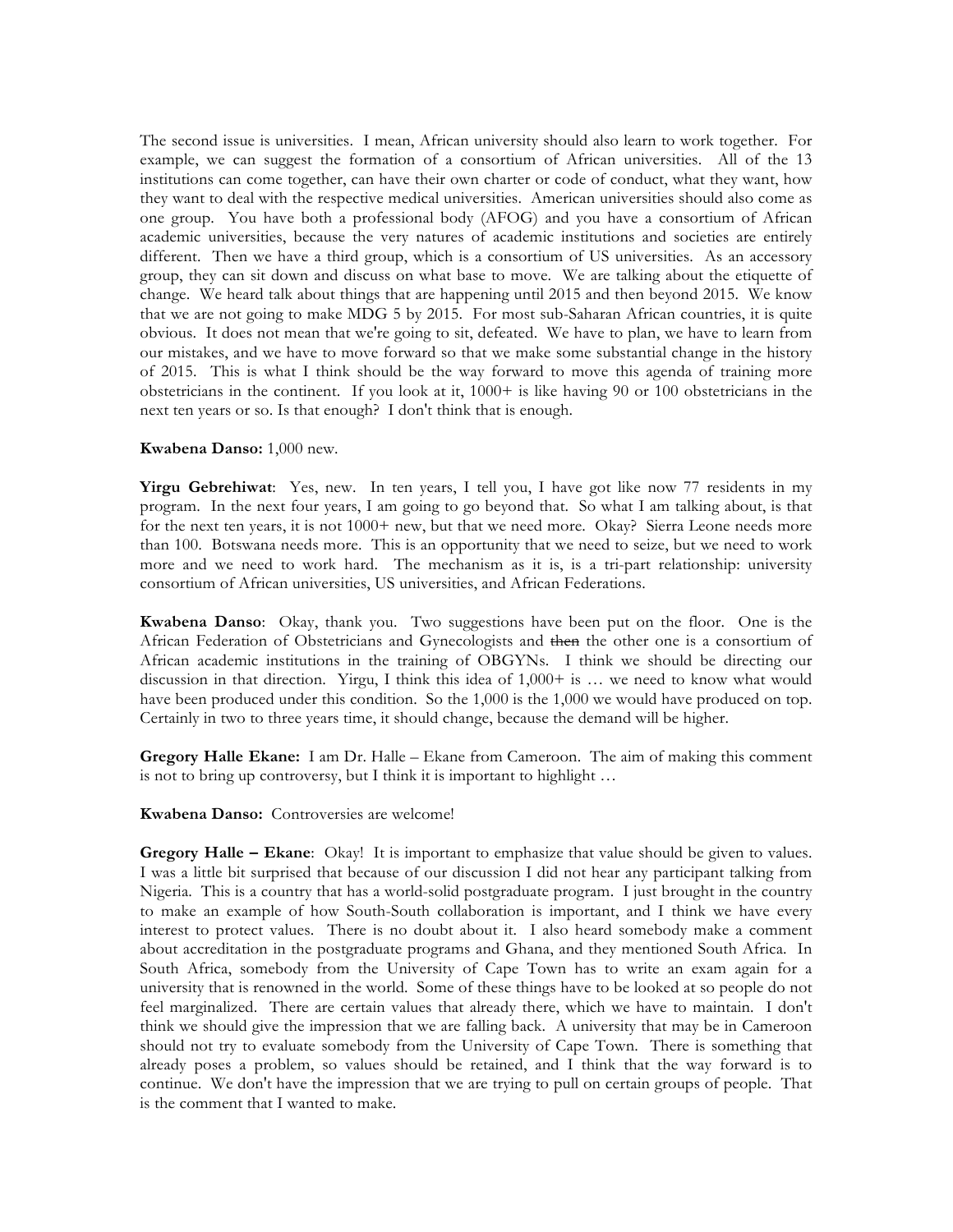The second issue is universities. I mean, African university should also learn to work together. For example, we can suggest the formation of a consortium of African universities. All of the 13 institutions can come together, can have their own charter or code of conduct, what they want, how they want to deal with the respective medical universities. American universities should also come as one group. You have both a professional body (AFOG) and you have a consortium of African academic universities, because the very natures of academic institutions and societies are entirely different. Then we have a third group, which is a consortium of US universities. As an accessory group, they can sit down and discuss on what base to move. We are talking about the etiquette of change. We heard talk about things that are happening until 2015 and then beyond 2015. We know that we are not going to make MDG 5 by 2015. For most sub-Saharan African countries, it is quite obvious. It does not mean that we're going to sit, defeated. We have to plan, we have to learn from our mistakes, and we have to move forward so that we make some substantial change in the history of 2015. This is what I think should be the way forward to move this agenda of training more obstetricians in the continent. If you look at it, 1000+ is like having 90 or 100 obstetricians in the next ten years or so. Is that enough? I don't think that is enough.

**Kwabena Danso:** 1,000 new.

**Yirgu Gebrehiwat**: Yes, new. In ten years, I tell you, I have got like now 77 residents in my program. In the next four years, I am going to go beyond that. So what I am talking about, is that for the next ten years, it is not 1000+ new, but that we need more. Okay? Sierra Leone needs more than 100. Botswana needs more. This is an opportunity that we need to seize, but we need to work more and we need to work hard. The mechanism as it is, is a tri-part relationship: university consortium of African universities, US universities, and African Federations.

**Kwabena Danso**: Okay, thank you. Two suggestions have been put on the floor. One is the African Federation of Obstetricians and Gynecologists and ~~then~~ the other one is a consortium of African academic institutions in the training of OBGYNs. I think we should be directing our discussion in that direction. Yirgu, I think this idea of 1,000+ is … we need to know what would have been produced under this condition. So the 1,000 is the 1,000 we would have produced on top. Certainly in two to three years time, it should change, because the demand will be higher.

**Gregory Halle Ekane:** I am Dr. Halle – Ekane from Cameroon. The aim of making this comment is not to bring up controversy, but I think it is important to highlight …

**Kwabena Danso:** Controversies are welcome!

**Gregory Halle – Ekane**: Okay! It is important to emphasize that value should be given to values. I was a little bit surprised that because of our discussion I did not hear any participant talking from Nigeria. This is a country that has a world-solid postgraduate program. I just brought in the country to make an example of how South-South collaboration is important, and I think we have every interest to protect values. There is no doubt about it. I also heard somebody make a comment about accreditation in the postgraduate programs and Ghana, and they mentioned South Africa. In South Africa, somebody from the University of Cape Town has to write an exam again for a university that is renowned in the world. Some of these things have to be looked at so people do not feel marginalized. There are certain values that already there, which we have to maintain. I don't think we should give the impression that we are falling back. A university that may be in Cameroon should not try to evaluate somebody from the University of Cape Town. There is something that already poses a problem, so values should be retained, and I think that the way forward is to continue. We don't have the impression that we are trying to pull on certain groups of people. That is the comment that I wanted to make.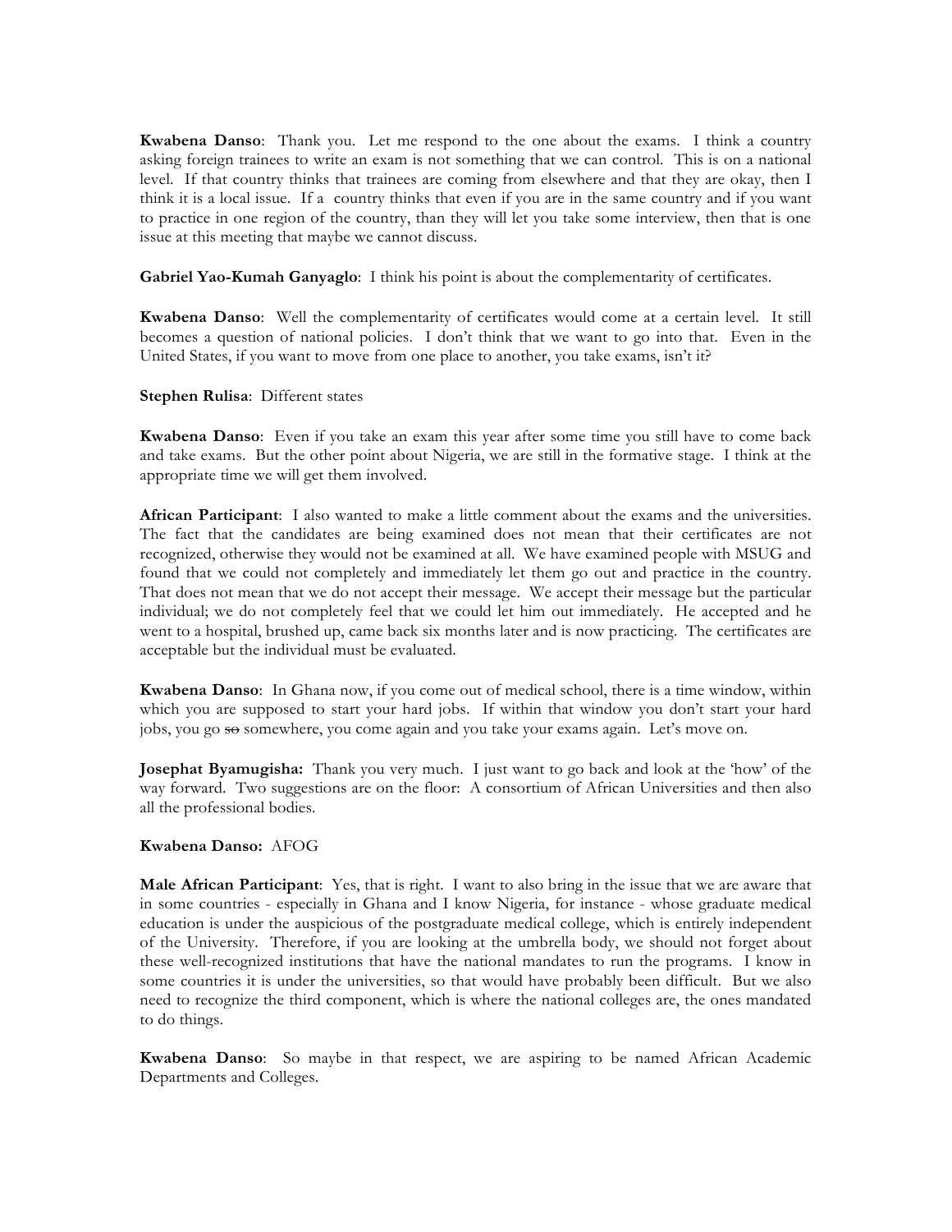**Kwabena Danso**: Thank you. Let me respond to the one about the exams. I think a country asking foreign trainees to write an exam is not something that we can control. This is on a national level. If that country thinks that trainees are coming from elsewhere and that they are okay, then I think it is a local issue. If a country thinks that even if you are in the same country and if you want to practice in one region of the country, than they will let you take some interview, then that is one issue at this meeting that maybe we cannot discuss.

**Gabriel Yao-Kumah Ganyaglo**: I think his point is about the complementarity of certificates.

**Kwabena Danso**: Well the complementarity of certificates would come at a certain level. It still becomes a question of national policies. I don't think that we want to go into that. Even in the United States, if you want to move from one place to another, you take exams, isn't it?

**Stephen Rulisa**: Different states

**Kwabena Danso**: Even if you take an exam this year after some time you still have to come back and take exams. But the other point about Nigeria, we are still in the formative stage. I think at the appropriate time we will get them involved.

**African Participant**: I also wanted to make a little comment about the exams and the universities. The fact that the candidates are being examined does not mean that their certificates are not recognized, otherwise they would not be examined at all. We have examined people with MSUG and found that we could not completely and immediately let them go out and practice in the country. That does not mean that we do not accept their message. We accept their message but the particular individual; we do not completely feel that we could let him out immediately. He accepted and he went to a hospital, brushed up, came back six months later and is now practicing. The certificates are acceptable but the individual must be evaluated.

**Kwabena Danso**: In Ghana now, if you come out of medical school, there is a time window, within which you are supposed to start your hard jobs. If within that window you don't start your hard jobs, you go ~~so~~ somewhere, you come again and you take your exams again. Let's move on.

**Josephat Byamugisha:** Thank you very much. I just want to go back and look at the 'how' of the way forward. Two suggestions are on the floor: A consortium of African Universities and then also all the professional bodies.

**Kwabena Danso:** AFOG

**Male African Participant**: Yes, that is right. I want to also bring in the issue that we are aware that in some countries - especially in Ghana and I know Nigeria, for instance - whose graduate medical education is under the auspicious of the postgraduate medical college, which is entirely independent of the University. Therefore, if you are looking at the umbrella body, we should not forget about these well-recognized institutions that have the national mandates to run the programs. I know in some countries it is under the universities, so that would have probably been difficult. But we also need to recognize the third component, which is where the national colleges are, the ones mandated to do things.

**Kwabena Danso**: So maybe in that respect, we are aspiring to be named African Academic Departments and Colleges.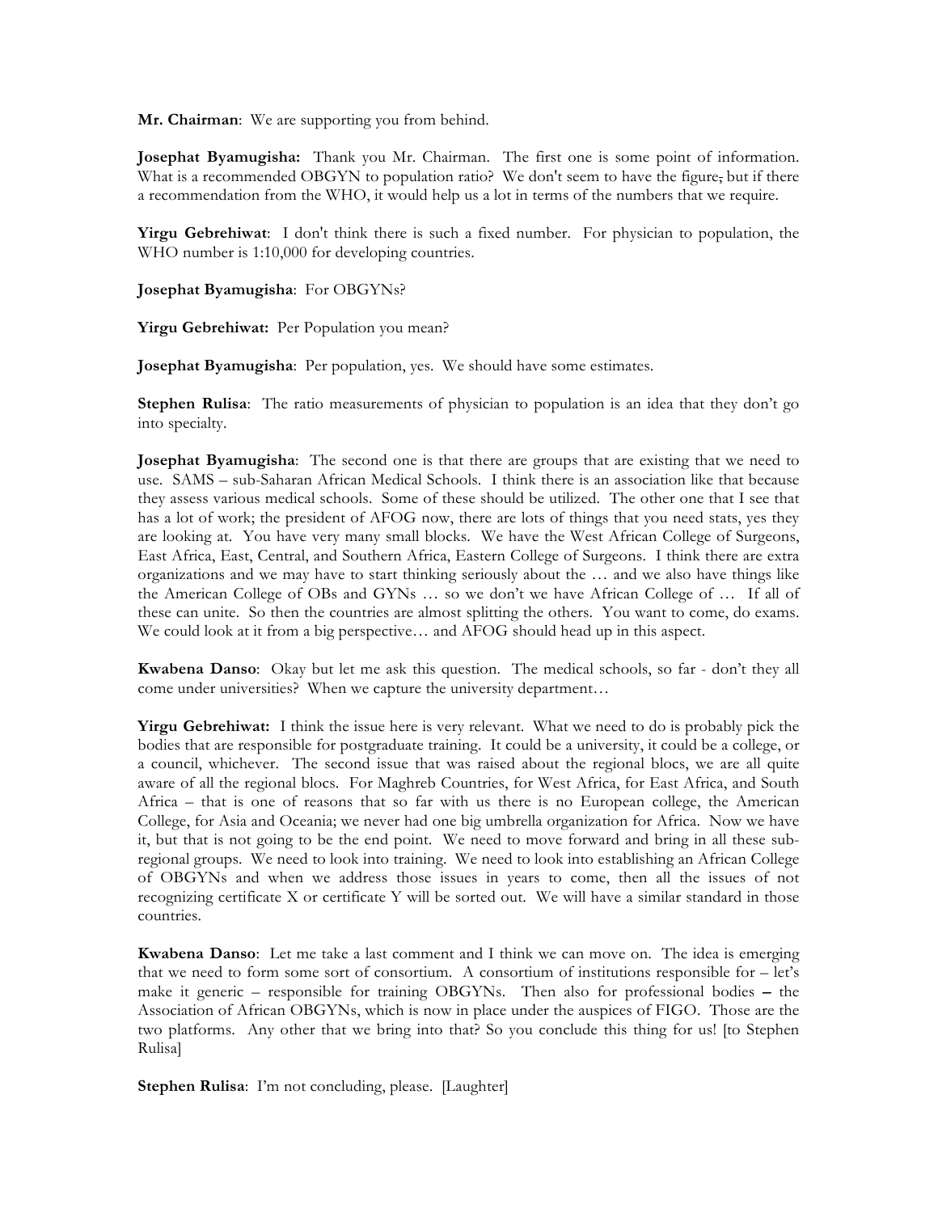**Mr. Chairman**: We are supporting you from behind.

**Josephat Byamugisha:** Thank you Mr. Chairman. The first one is some point of information. What is a recommended OBGYN to population ratio? We don't seem to have the figure, but if there a recommendation from the WHO, it would help us a lot in terms of the numbers that we require.

**Yirgu Gebrehiwat**: I don't think there is such a fixed number. For physician to population, the WHO number is 1:10,000 for developing countries.

**Josephat Byamugisha**: For OBGYNs?

**Yirgu Gebrehiwat:** Per Population you mean?

**Josephat Byamugisha**: Per population, yes. We should have some estimates.

**Stephen Rulisa**: The ratio measurements of physician to population is an idea that they don't go into specialty.

**Josephat Byamugisha**: The second one is that there are groups that are existing that we need to use. SAMS – sub-Saharan African Medical Schools. I think there is an association like that because they assess various medical schools. Some of these should be utilized. The other one that I see that has a lot of work; the president of AFOG now, there are lots of things that you need stats, yes they are looking at. You have very many small blocks. We have the West African College of Surgeons, East Africa, East, Central, and Southern Africa, Eastern College of Surgeons. I think there are extra organizations and we may have to start thinking seriously about the … and we also have things like the American College of OBs and GYNs … so we don't we have African College of … If all of these can unite. So then the countries are almost splitting the others. You want to come, do exams. We could look at it from a big perspective… and AFOG should head up in this aspect.

**Kwabena Danso**: Okay but let me ask this question. The medical schools, so far - don't they all come under universities? When we capture the university department…

**Yirgu Gebrehiwat:** I think the issue here is very relevant. What we need to do is probably pick the bodies that are responsible for postgraduate training. It could be a university, it could be a college, or a council, whichever. The second issue that was raised about the regional blocs, we are all quite aware of all the regional blocs. For Maghreb Countries, for West Africa, for East Africa, and South Africa – that is one of reasons that so far with us there is no European college, the American College, for Asia and Oceania; we never had one big umbrella organization for Africa. Now we have it, but that is not going to be the end point. We need to move forward and bring in all these sub-regional groups. We need to look into training. We need to look into establishing an African College of OBGYNs and when we address those issues in years to come, then all the issues of not recognizing certificate X or certificate Y will be sorted out. We will have a similar standard in those countries.

**Kwabena Danso**: Let me take a last comment and I think we can move on. The idea is emerging that we need to form some sort of consortium. A consortium of institutions responsible for – let's make it generic – responsible for training OBGYNs. Then also for professional bodies – the Association of African OBGYNs, which is now in place under the auspices of FIGO. Those are the two platforms. Any other that we bring into that? So you conclude this thing for us! [to Stephen Rulisa]

**Stephen Rulisa**: I'm not concluding, please. [Laughter]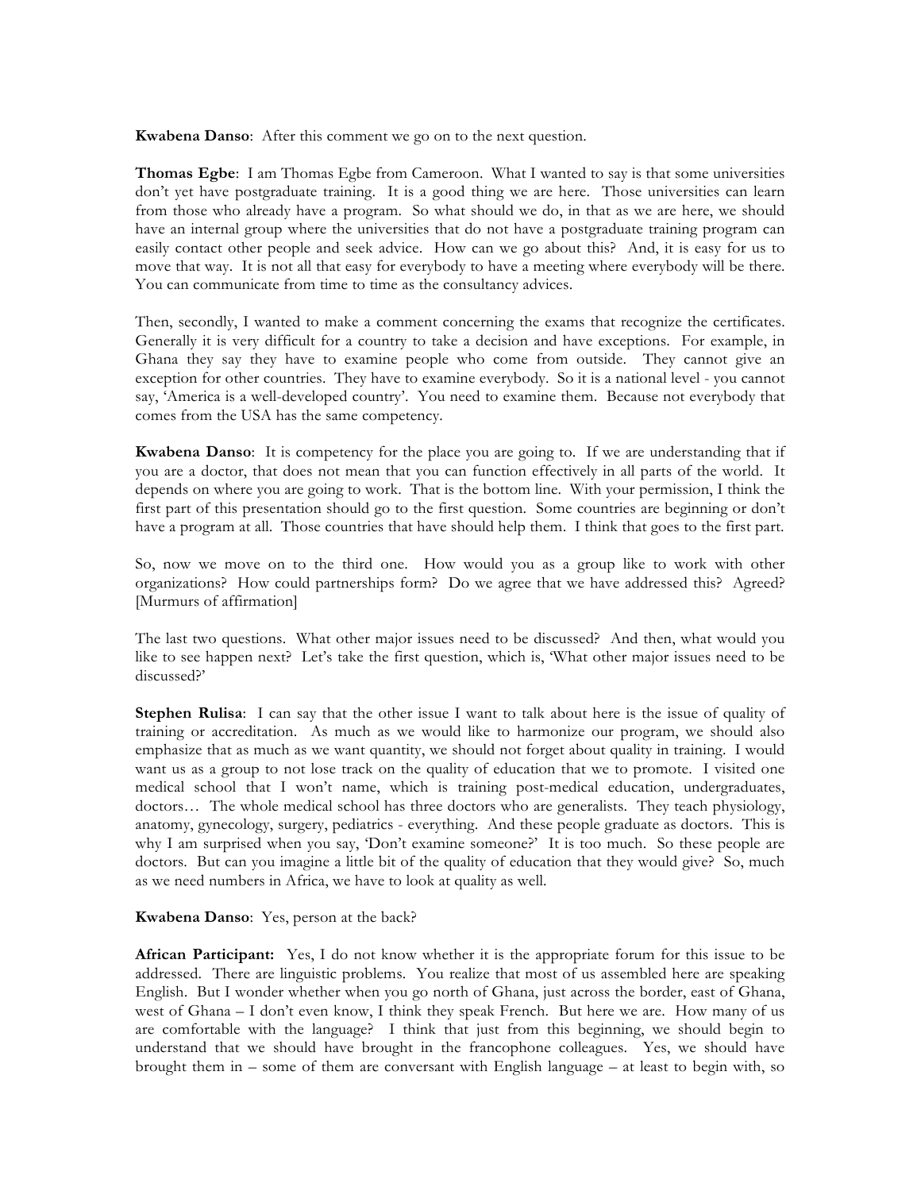**Kwabena Danso**: After this comment we go on to the next question.

**Thomas Egbe**: I am Thomas Egbe from Cameroon. What I wanted to say is that some universities don't yet have postgraduate training. It is a good thing we are here. Those universities can learn from those who already have a program. So what should we do, in that as we are here, we should have an internal group where the universities that do not have a postgraduate training program can easily contact other people and seek advice. How can we go about this? And, it is easy for us to move that way. It is not all that easy for everybody to have a meeting where everybody will be there. You can communicate from time to time as the consultancy advices.

Then, secondly, I wanted to make a comment concerning the exams that recognize the certificates. Generally it is very difficult for a country to take a decision and have exceptions. For example, in Ghana they say they have to examine people who come from outside. They cannot give an exception for other countries. They have to examine everybody. So it is a national level - you cannot say, 'America is a well-developed country'. You need to examine them. Because not everybody that comes from the USA has the same competency.

**Kwabena Danso**: It is competency for the place you are going to. If we are understanding that if you are a doctor, that does not mean that you can function effectively in all parts of the world. It depends on where you are going to work. That is the bottom line. With your permission, I think the first part of this presentation should go to the first question. Some countries are beginning or don't have a program at all. Those countries that have should help them. I think that goes to the first part.

So, now we move on to the third one. How would you as a group like to work with other organizations? How could partnerships form? Do we agree that we have addressed this? Agreed? [Murmurs of affirmation]

The last two questions. What other major issues need to be discussed? And then, what would you like to see happen next? Let's take the first question, which is, 'What other major issues need to be discussed?'

**Stephen Rulisa**: I can say that the other issue I want to talk about here is the issue of quality of training or accreditation. As much as we would like to harmonize our program, we should also emphasize that as much as we want quantity, we should not forget about quality in training. I would want us as a group to not lose track on the quality of education that we to promote. I visited one medical school that I won't name, which is training post-medical education, undergraduates, doctors… The whole medical school has three doctors who are generalists. They teach physiology, anatomy, gynecology, surgery, pediatrics - everything. And these people graduate as doctors. This is why I am surprised when you say, 'Don't examine someone?' It is too much. So these people are doctors. But can you imagine a little bit of the quality of education that they would give? So, much as we need numbers in Africa, we have to look at quality as well.

**Kwabena Danso**: Yes, person at the back?

**African Participant:** Yes, I do not know whether it is the appropriate forum for this issue to be addressed. There are linguistic problems. You realize that most of us assembled here are speaking English. But I wonder whether when you go north of Ghana, just across the border, east of Ghana, west of Ghana – I don't even know, I think they speak French. But here we are. How many of us are comfortable with the language? I think that just from this beginning, we should begin to understand that we should have brought in the francophone colleagues. Yes, we should have brought them in – some of them are conversant with English language – at least to begin with, so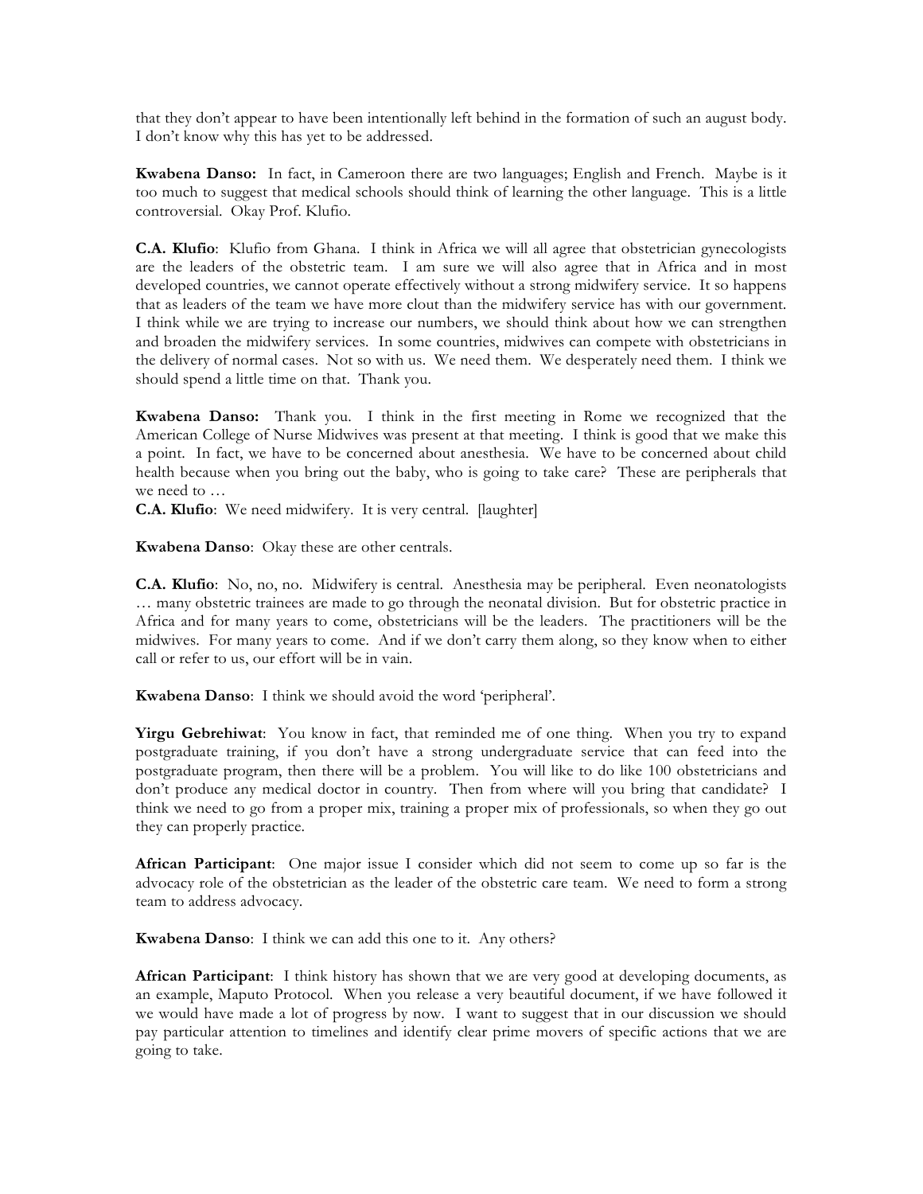that they don't appear to have been intentionally left behind in the formation of such an august body. I don't know why this has yet to be addressed.

**Kwabena Danso:** In fact, in Cameroon there are two languages; English and French. Maybe is it too much to suggest that medical schools should think of learning the other language. This is a little controversial. Okay Prof. Klufio.

**C.A. Klufio**: Klufio from Ghana. I think in Africa we will all agree that obstetrician gynecologists are the leaders of the obstetric team. I am sure we will also agree that in Africa and in most developed countries, we cannot operate effectively without a strong midwifery service. It so happens that as leaders of the team we have more clout than the midwifery service has with our government. I think while we are trying to increase our numbers, we should think about how we can strengthen and broaden the midwifery services. In some countries, midwives can compete with obstetricians in the delivery of normal cases. Not so with us. We need them. We desperately need them. I think we should spend a little time on that. Thank you.

**Kwabena Danso:** Thank you. I think in the first meeting in Rome we recognized that the American College of Nurse Midwives was present at that meeting. I think is good that we make this a point. In fact, we have to be concerned about anesthesia. We have to be concerned about child health because when you bring out the baby, who is going to take care? These are peripherals that we need to …

**C.A. Klufio**: We need midwifery. It is very central. [laughter]

**Kwabena Danso**: Okay these are other centrals.

**C.A. Klufio**: No, no, no. Midwifery is central. Anesthesia may be peripheral. Even neonatologists … many obstetric trainees are made to go through the neonatal division. But for obstetric practice in Africa and for many years to come, obstetricians will be the leaders. The practitioners will be the midwives. For many years to come. And if we don't carry them along, so they know when to either call or refer to us, our effort will be in vain.

**Kwabena Danso**: I think we should avoid the word 'peripheral'.

**Yirgu Gebrehiwat**: You know in fact, that reminded me of one thing. When you try to expand postgraduate training, if you don't have a strong undergraduate service that can feed into the postgraduate program, then there will be a problem. You will like to do like 100 obstetricians and don't produce any medical doctor in country. Then from where will you bring that candidate? I think we need to go from a proper mix, training a proper mix of professionals, so when they go out they can properly practice.

**African Participant**: One major issue I consider which did not seem to come up so far is the advocacy role of the obstetrician as the leader of the obstetric care team. We need to form a strong team to address advocacy.

**Kwabena Danso**: I think we can add this one to it. Any others?

**African Participant**: I think history has shown that we are very good at developing documents, as an example, Maputo Protocol. When you release a very beautiful document, if we have followed it we would have made a lot of progress by now. I want to suggest that in our discussion we should pay particular attention to timelines and identify clear prime movers of specific actions that we are going to take.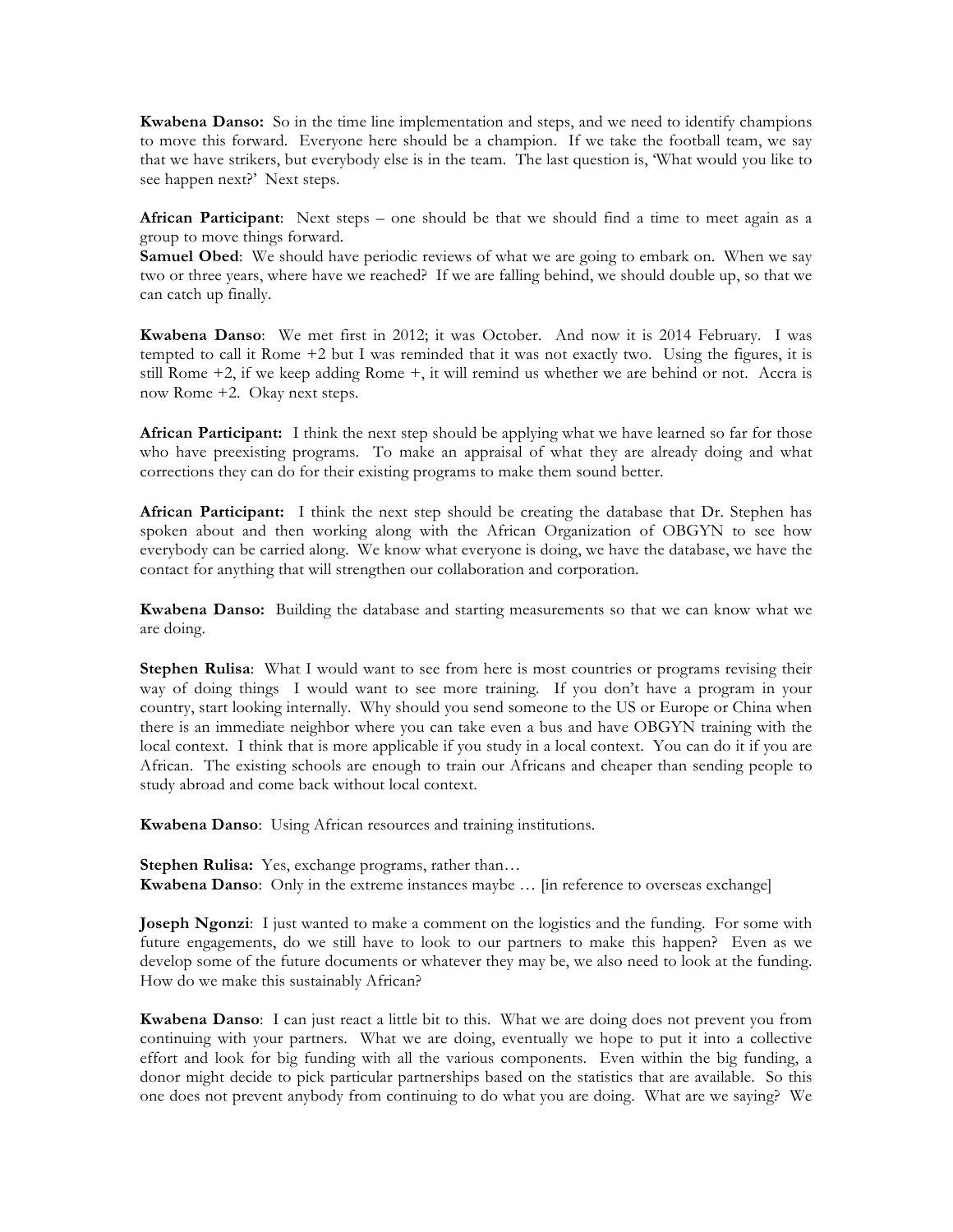**Kwabena Danso:** So in the time line implementation and steps, and we need to identify champions to move this forward. Everyone here should be a champion. If we take the football team, we say that we have strikers, but everybody else is in the team. The last question is, 'What would you like to see happen next?' Next steps.

**African Participant**: Next steps – one should be that we should find a time to meet again as a group to move things forward.

**Samuel Obed**: We should have periodic reviews of what we are going to embark on. When we say two or three years, where have we reached? If we are falling behind, we should double up, so that we can catch up finally.

**Kwabena Danso**: We met first in 2012; it was October. And now it is 2014 February. I was tempted to call it Rome +2 but I was reminded that it was not exactly two. Using the figures, it is still Rome +2, if we keep adding Rome +, it will remind us whether we are behind or not. Accra is now Rome +2. Okay next steps.

**African Participant:** I think the next step should be applying what we have learned so far for those who have preexisting programs. To make an appraisal of what they are already doing and what corrections they can do for their existing programs to make them sound better.

**African Participant:** I think the next step should be creating the database that Dr. Stephen has spoken about and then working along with the African Organization of OBGYN to see how everybody can be carried along. We know what everyone is doing, we have the database, we have the contact for anything that will strengthen our collaboration and corporation.

**Kwabena Danso:** Building the database and starting measurements so that we can know what we are doing.

**Stephen Rulisa**: What I would want to see from here is most countries or programs revising their way of doing things I would want to see more training. If you don't have a program in your country, start looking internally. Why should you send someone to the US or Europe or China when there is an immediate neighbor where you can take even a bus and have OBGYN training with the local context. I think that is more applicable if you study in a local context. You can do it if you are African. The existing schools are enough to train our Africans and cheaper than sending people to study abroad and come back without local context.

**Kwabena Danso**: Using African resources and training institutions.

**Stephen Rulisa:** Yes, exchange programs, rather than…

**Kwabena Danso**: Only in the extreme instances maybe … [in reference to overseas exchange]

**Joseph Ngonzi**: I just wanted to make a comment on the logistics and the funding. For some with future engagements, do we still have to look to our partners to make this happen? Even as we develop some of the future documents or whatever they may be, we also need to look at the funding. How do we make this sustainably African?

**Kwabena Danso**: I can just react a little bit to this. What we are doing does not prevent you from continuing with your partners. What we are doing, eventually we hope to put it into a collective effort and look for big funding with all the various components. Even within the big funding, a donor might decide to pick particular partnerships based on the statistics that are available. So this one does not prevent anybody from continuing to do what you are doing. What are we saying? We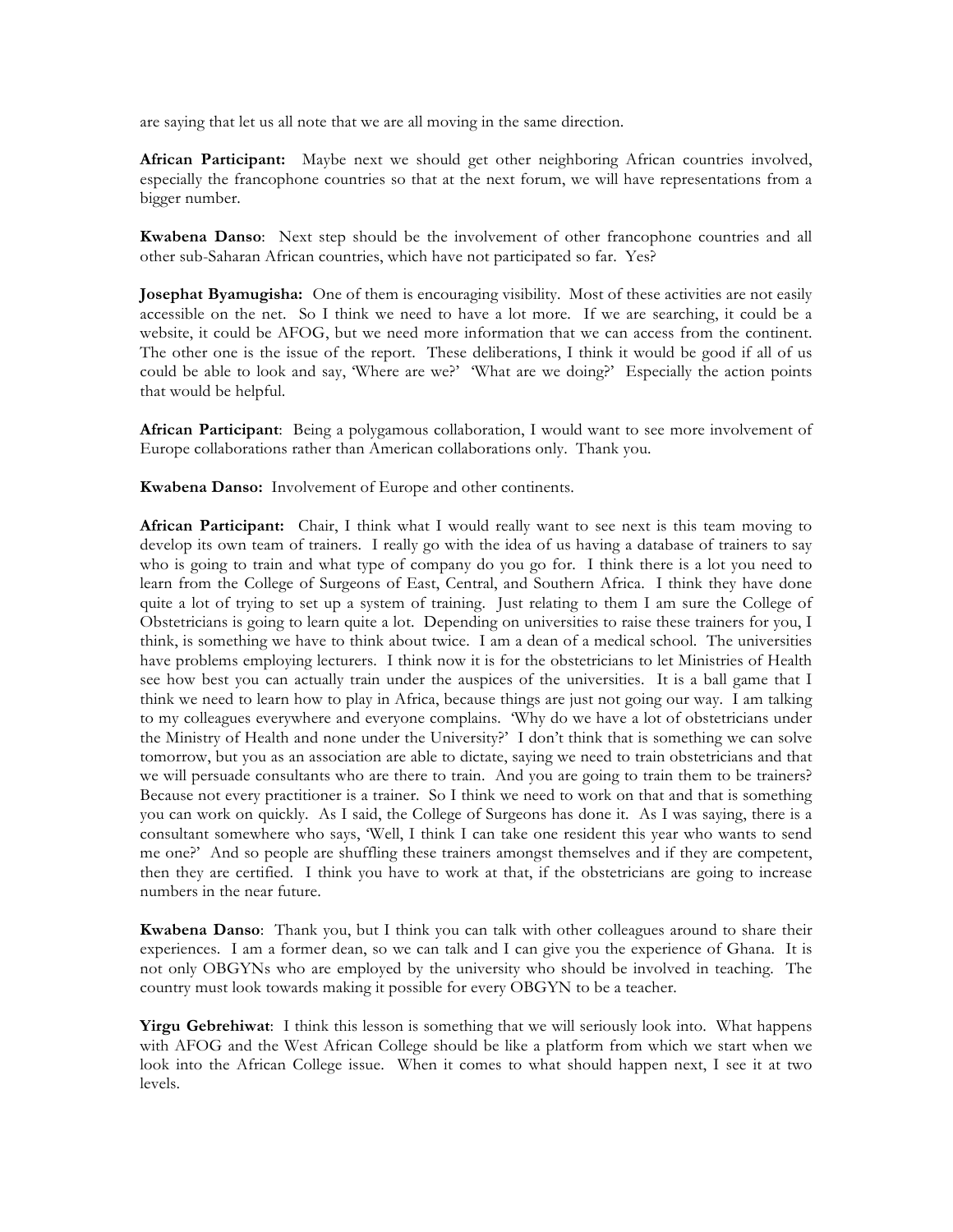are saying that let us all note that we are all moving in the same direction.

**African Participant:** Maybe next we should get other neighboring African countries involved, especially the francophone countries so that at the next forum, we will have representations from a bigger number.

**Kwabena Danso**: Next step should be the involvement of other francophone countries and all other sub-Saharan African countries, which have not participated so far. Yes?

**Josephat Byamugisha:** One of them is encouraging visibility. Most of these activities are not easily accessible on the net. So I think we need to have a lot more. If we are searching, it could be a website, it could be AFOG, but we need more information that we can access from the continent. The other one is the issue of the report. These deliberations, I think it would be good if all of us could be able to look and say, 'Where are we?' 'What are we doing?' Especially the action points that would be helpful.

**African Participant**: Being a polygamous collaboration, I would want to see more involvement of Europe collaborations rather than American collaborations only. Thank you.

**Kwabena Danso:** Involvement of Europe and other continents.

**African Participant:** Chair, I think what I would really want to see next is this team moving to develop its own team of trainers. I really go with the idea of us having a database of trainers to say who is going to train and what type of company do you go for. I think there is a lot you need to learn from the College of Surgeons of East, Central, and Southern Africa. I think they have done quite a lot of trying to set up a system of training. Just relating to them I am sure the College of Obstetricians is going to learn quite a lot. Depending on universities to raise these trainers for you, I think, is something we have to think about twice. I am a dean of a medical school. The universities have problems employing lecturers. I think now it is for the obstetricians to let Ministries of Health see how best you can actually train under the auspices of the universities. It is a ball game that I think we need to learn how to play in Africa, because things are just not going our way. I am talking to my colleagues everywhere and everyone complains. 'Why do we have a lot of obstetricians under the Ministry of Health and none under the University?' I don't think that is something we can solve tomorrow, but you as an association are able to dictate, saying we need to train obstetricians and that we will persuade consultants who are there to train. And you are going to train them to be trainers? Because not every practitioner is a trainer. So I think we need to work on that and that is something you can work on quickly. As I said, the College of Surgeons has done it. As I was saying, there is a consultant somewhere who says, 'Well, I think I can take one resident this year who wants to send me one?' And so people are shuffling these trainers amongst themselves and if they are competent, then they are certified. I think you have to work at that, if the obstetricians are going to increase numbers in the near future.

**Kwabena Danso**: Thank you, but I think you can talk with other colleagues around to share their experiences. I am a former dean, so we can talk and I can give you the experience of Ghana. It is not only OBGYNs who are employed by the university who should be involved in teaching. The country must look towards making it possible for every OBGYN to be a teacher.

**Yirgu Gebrehiwat**: I think this lesson is something that we will seriously look into. What happens with AFOG and the West African College should be like a platform from which we start when we look into the African College issue. When it comes to what should happen next, I see it at two levels.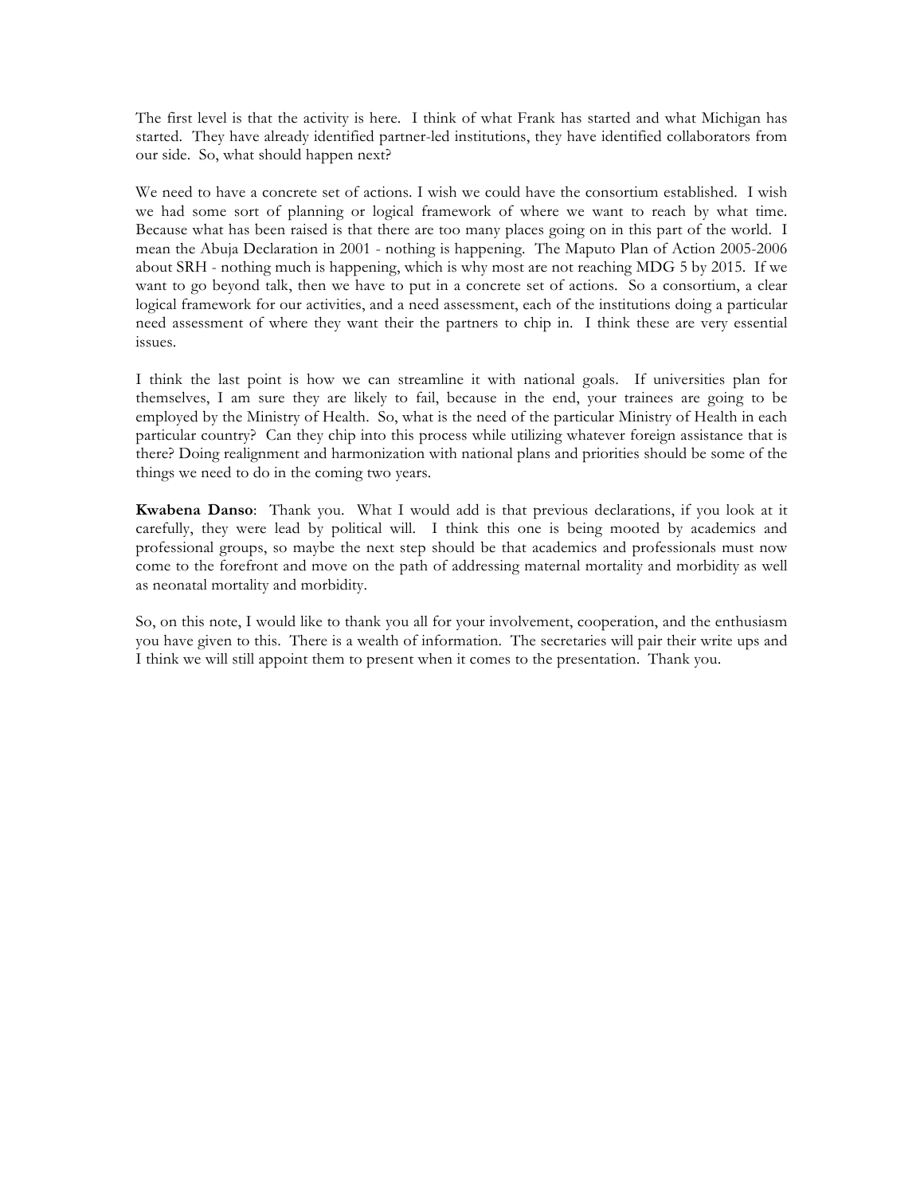The first level is that the activity is here. I think of what Frank has started and what Michigan has started. They have already identified partner-led institutions, they identified collaborators from our side. So, what should happen next?

We need to have a concrete set of actions. I wish we could have the consortium established. I wish we had some sort of planning or logical framework of where we want to reach by what time. Because what has been raised is that there are too many places going on in this part of the world. I mean the Abuja Declaration in 2001 - nothing is happening. The Maputo Plan of Action 2005-2006 about SRH - nothing much is happening, which is why most are not reaching MDG 5 by 2015. If we want to go beyond talk, then we have to put in a concrete set of actions. So a consortium, a clear logical framework for our activities, and a need assessment, each of the institutions doing a particular need assessment of where they want their the partners to chip in. I think these are very essential issues.

I think the last point is how we can streamline it with national goals. If universities plan for themselves, I am sure they are likely to fail, because in the end, your trainees are going to be employed by the Ministry of Health. So, what is the need of the particular Ministry of Health in each particular country? Can they chip into this process while utilizing whatever foreign assistance that is there? Doing realignment and harmonization with national plans and priorities should be some of the things we need to do in the coming two years.

**Kwabena Danso**: Thank you. What I would add is that previous declarations, if you look at it carefully, they were lead by political will. I think this one is being mooted by academics and professional groups, so maybe the next step should be that academics and professionals must now come to the forefront and move on the path of addressing maternal mortality and morbidity as well as neonatal mortality and morbidity.

So, on this note, I would like to thank you all for your involvement, cooperation, and the enthusiasm you have given to this. There is a wealth of information. The secretaries will pair their write ups and I think we will still appoint them to present when it comes to the presentation. Thank you.